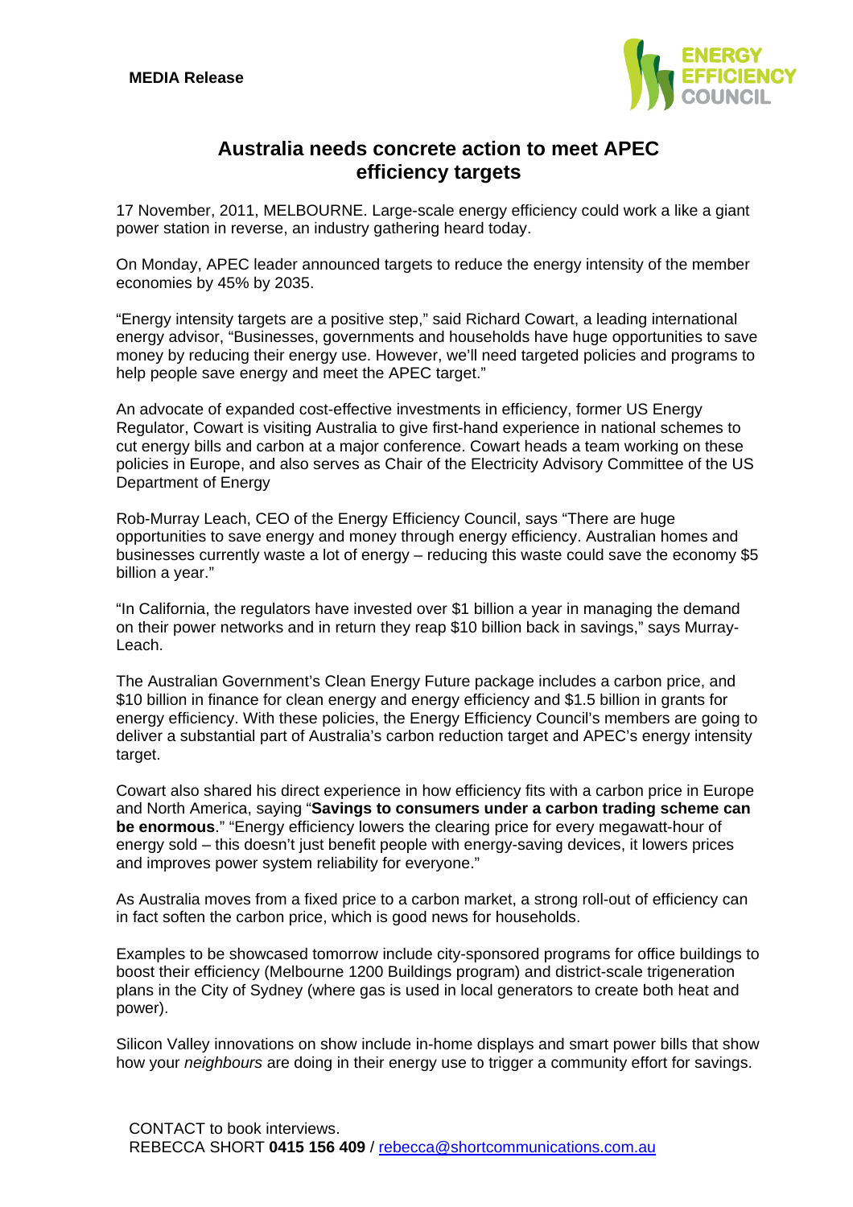**MEDIA Release**

ENERGY EFFICIENCY COUNCIL

# Australia needs concrete action to meet APEC efficiency targets

17 November, 2011, MELBOURNE. Large-scale energy efficiency could work a like a giant power station in reverse, an industry gathering heard today.

On Monday, APEC leader announced targets to reduce the energy intensity of the member economies by 45% by 2035.

"Energy intensity targets are a positive step," said Richard Cowart, a leading international energy advisor, "Businesses, governments and households have huge opportunities to save money by reducing their energy use. However, we'll need targeted policies and programs to help people save energy and meet the APEC target."

An advocate of expanded cost-effective investments in efficiency, former US Energy Regulator, Cowart is visiting Australia to give first-hand experience in national schemes to cut energy bills and carbon at a major conference. Cowart heads a team working on these policies in Europe, and also serves as Chair of the Electricity Advisory Committee of the US Department of Energy

Rob-Murray Leach, CEO of the Energy Efficiency Council, says "There are huge opportunities to save energy and money through energy efficiency. Australian homes and businesses currently waste a lot of energy – reducing this waste could save the economy $5 billion a year."

"In California, the regulators have invested over $1 billion a year in managing the demand on their power networks and in return they reap $10 billion back in savings," says Murray-Leach.

The Australian Government's Clean Energy Future package includes a carbon price, and $10 billion in finance for clean energy and energy efficiency and $1.5 billion in grants for energy efficiency. With these policies, the Energy Efficiency Council's members are going to deliver a substantial part of Australia's carbon reduction target and APEC's energy intensity target.

Cowart also shared his direct experience in how efficiency fits with a carbon price in Europe and North America, saying "**Savings to consumers under a carbon trading scheme can be enormous**." "Energy efficiency lowers the clearing price for every megawatt-hour of energy sold – this doesn't just benefit people with energy-saving devices, it lowers prices and improves power system reliability for everyone."

As Australia moves from a fixed price to a carbon market, a strong roll-out of efficiency can in fact soften the carbon price, which is good news for households.

Examples to be showcased tomorrow include city-sponsored programs for office buildings to boost their efficiency (Melbourne 1200 Buildings program) and district-scale trigeneration plans in the City of Sydney (where gas is used in local generators to create both heat and power).

Silicon Valley innovations on show include in-home displays and smart power bills that show how your *neighbours* are doing in their energy use to trigger a community effort for savings.

CONTACT to book interviews.
REBECCA SHORT **0415 156 409** / rebecca@shortcommunications.com.au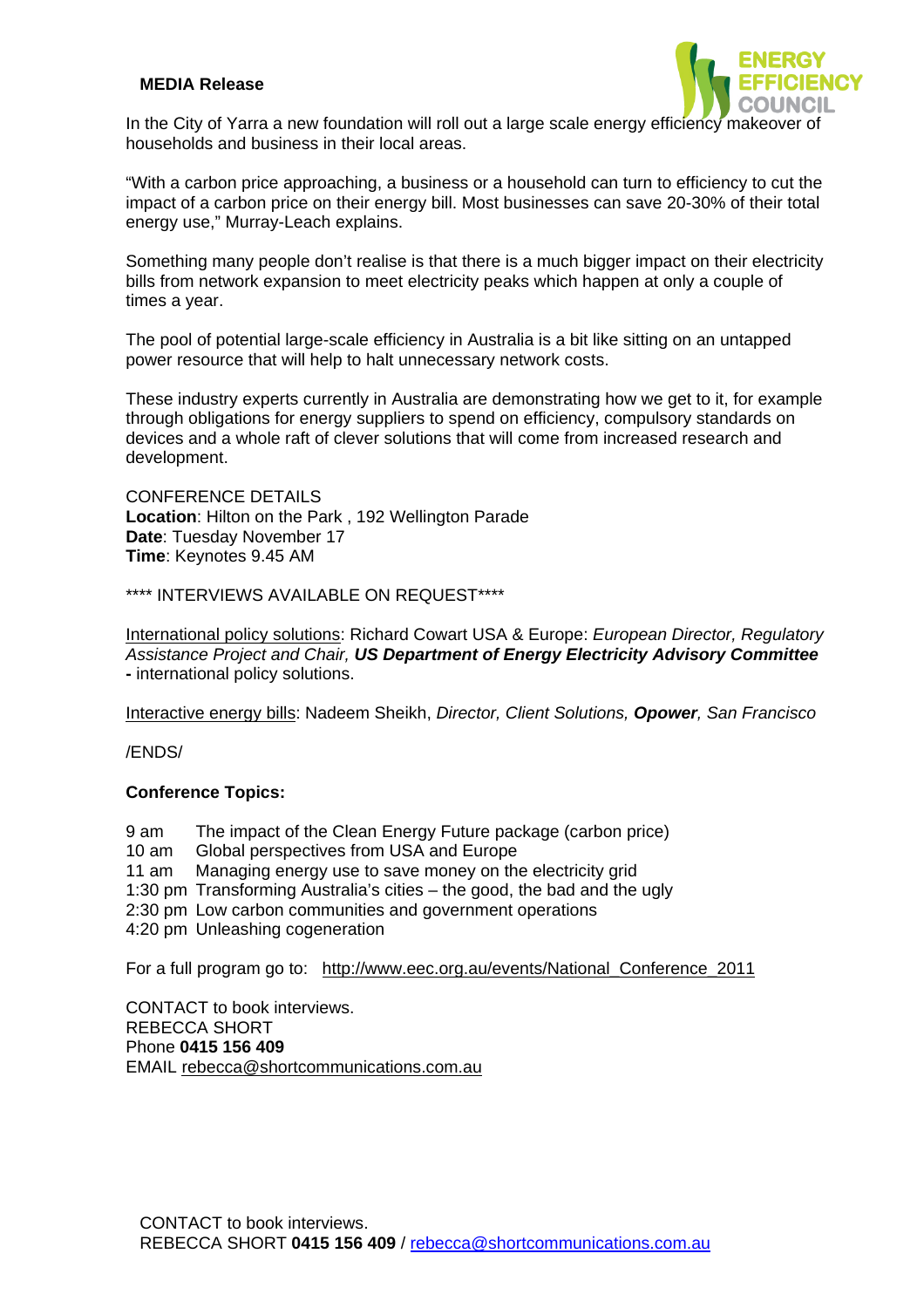**MEDIA Release**

In the City of Yarra a new foundation will roll out a large scale energy efficiency makeover of households and business in their local areas.

"With a carbon price approaching, a business or a household can turn to efficiency to cut the impact of a carbon price on their energy bill. Most businesses can save 20-30% of their total energy use," Murray-Leach explains.

Something many people don't realise is that there is a much bigger impact on their electricity bills from network expansion to meet electricity peaks which happen at only a couple of times a year.

The pool of potential large-scale efficiency in Australia is a bit like sitting on an untapped power resource that will help to halt unnecessary network costs.

These industry experts currently in Australia are demonstrating how we get to it, for example through obligations for energy suppliers to spend on efficiency, compulsory standards on devices and a whole raft of clever solutions that will come from increased research and development.

CONFERENCE DETAILS
**Location**: Hilton on the Park , 192 Wellington Parade
**Date**: Tuesday November 17
**Time**: Keynotes 9.45 AM

**** INTERVIEWS AVAILABLE ON REQUEST****

International policy solutions: Richard Cowart USA & Europe: *European Director, Regulatory Assistance Project and Chair,* ***US Department of Energy Electricity Advisory Committee*** **-** international policy solutions.

Interactive energy bills: Nadeem Sheikh, *Director, Client Solutions,* ***Opower****, San Francisco*

/ENDS/

**Conference Topics:**

- 9 am The impact of the Clean Energy Future package (carbon price)
- 10 am Global perspectives from USA and Europe
- 11 am Managing energy use to save money on the electricity grid
- 1:30 pm Transforming Australia's cities – the good, the bad and the ugly
- 2:30 pm Low carbon communities and government operations
- 4:20 pm Unleashing cogeneration

For a full program go to: http://www.eec.org.au/events/National_Conference_2011

CONTACT to book interviews.
REBECCA SHORT
Phone **0415 156 409**
EMAIL rebecca@shortcommunications.com.au

CONTACT to book interviews.
REBECCA SHORT **0415 156 409** / rebecca@shortcommunications.com.au